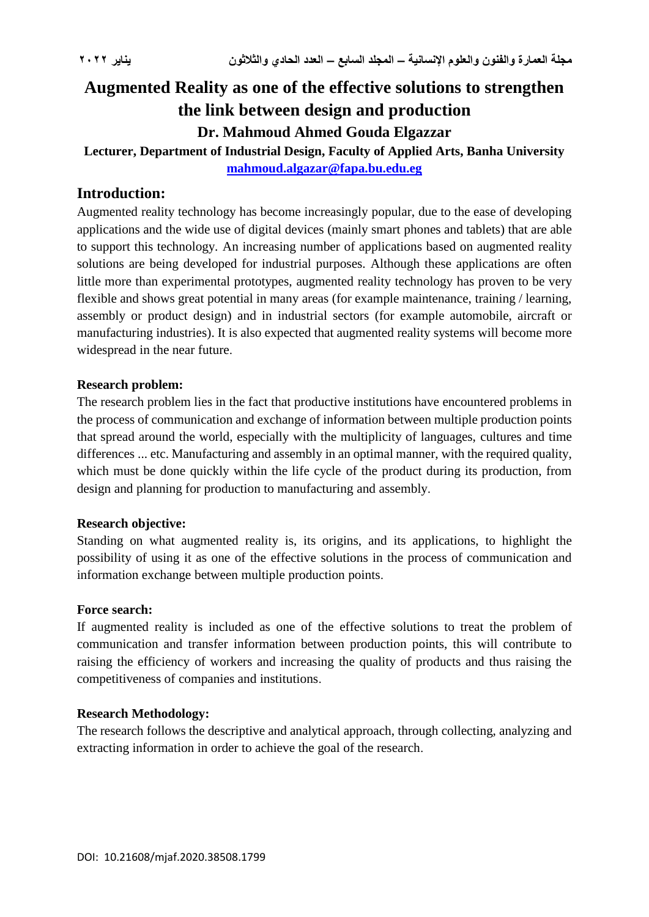# Augmented Reality as one of the effective solutions to strengthen the link between design and production

### Dr. Mahmoud Ahmed Gouda Elgazzar

**Lecturer, Department of Industrial Design, Faculty of Applied Arts, Banha University**

**mahmoud.algazar@fapa.bu.edu.eg**

## Introduction:

Augmented reality technology has become increasingly popular, due to the ease of developing applications and the wide use of digital devices (mainly smart phones and tablets) that are able to support this technology. An increasing number of applications based on augmented reality solutions are being developed for industrial purposes. Although these applications are often little more than experimental prototypes, augmented reality technology has proven to be very flexible and shows great potential in many areas (for example maintenance, training / learning, assembly or product design) and in industrial sectors (for example automobile, aircraft or manufacturing industries). It is also expected that augmented reality systems will become more widespread in the near future.

**Research problem:**

The research problem lies in the fact that productive institutions have encountered problems in the process of communication and exchange of information between multiple production points that spread around the world, especially with the multiplicity of languages, cultures and time differences ... etc. Manufacturing and assembly in an optimal manner, with the required quality, which must be done quickly within the life cycle of the product during its production, from design and planning for production to manufacturing and assembly.

**Research objective:**

Standing on what augmented reality is, its origins, and its applications, to highlight the possibility of using it as one of the effective solutions in the process of communication and information exchange between multiple production points.

**Force search:**

If augmented reality is included as one of the effective solutions to treat the problem of communication and transfer information between production points, this will contribute to raising the efficiency of workers and increasing the quality of products and thus raising the competitiveness of companies and institutions.

**Research Methodology:**

The research follows the descriptive and analytical approach, through collecting, analyzing and extracting information in order to achieve the goal of the research.

DOI: 10.21608/mjaf.2020.38508.1799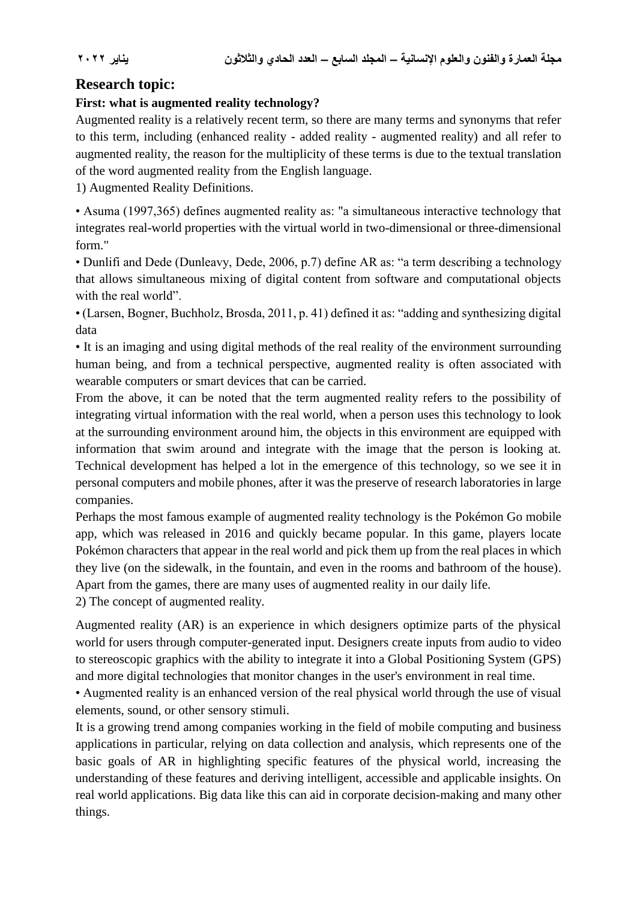## Research topic:

### First: what is augmented reality technology?

Augmented reality is a relatively recent term, so there are many terms and synonyms that refer to this term, including (enhanced reality - added reality - augmented reality) and all refer to augmented reality, the reason for the multiplicity of these terms is due to the textual translation of the word augmented reality from the English language.

1) Augmented Reality Definitions.

• Asuma (1997,365) defines augmented reality as: "a simultaneous interactive technology that integrates real-world properties with the virtual world in two-dimensional or three-dimensional form."

• Dunlifi and Dede (Dunleavy, Dede, 2006, p.7) define AR as: "a term describing a technology that allows simultaneous mixing of digital content from software and computational objects with the real world".

• (Larsen, Bogner, Buchholz, Brosda, 2011, p. 41) defined it as: "adding and synthesizing digital data

• It is an imaging and using digital methods of the real reality of the environment surrounding human being, and from a technical perspective, augmented reality is often associated with wearable computers or smart devices that can be carried.

From the above, it can be noted that the term augmented reality refers to the possibility of integrating virtual information with the real world, when a person uses this technology to look at the surrounding environment around him, the objects in this environment are equipped with information that swim around and integrate with the image that the person is looking at. Technical development has helped a lot in the emergence of this technology, so we see it in personal computers and mobile phones, after it was the preserve of research laboratories in large companies.

Perhaps the most famous example of augmented reality technology is the Pokémon Go mobile app, which was released in 2016 and quickly became popular. In this game, players locate Pokémon characters that appear in the real world and pick them up from the real places in which they live (on the sidewalk, in the fountain, and even in the rooms and bathroom of the house). Apart from the games, there are many uses of augmented reality in our daily life.

2) The concept of augmented reality.

Augmented reality (AR) is an experience in which designers optimize parts of the physical world for users through computer-generated input. Designers create inputs from audio to video to stereoscopic graphics with the ability to integrate it into a Global Positioning System (GPS) and more digital technologies that monitor changes in the user's environment in real time.

• Augmented reality is an enhanced version of the real physical world through the use of visual elements, sound, or other sensory stimuli.

It is a growing trend among companies working in the field of mobile computing and business applications in particular, relying on data collection and analysis, which represents one of the basic goals of AR in highlighting specific features of the physical world, increasing the understanding of these features and deriving intelligent, accessible and applicable insights. On real world applications. Big data like this can aid in corporate decision-making and many other things.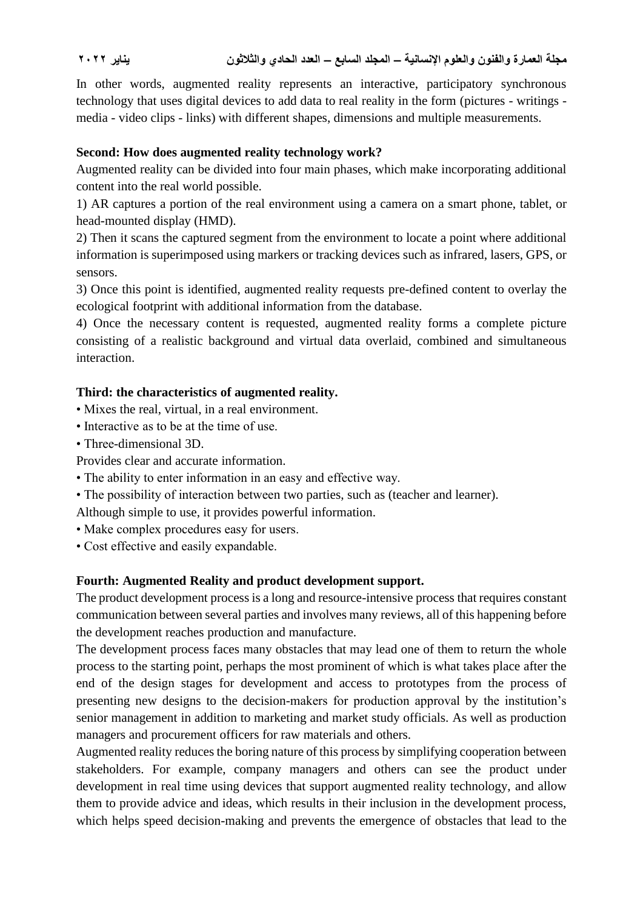In other words, augmented reality represents an interactive, participatory synchronous technology that uses digital devices to add data to real reality in the form (pictures - writings - media - video clips - links) with different shapes, dimensions and multiple measurements.

**Second: How does augmented reality technology work?**

Augmented reality can be divided into four main phases, which make incorporating additional content into the real world possible.

1) AR captures a portion of the real environment using a camera on a smart phone, tablet, or head-mounted display (HMD).

2) Then it scans the captured segment from the environment to locate a point where additional information is superimposed using markers or tracking devices such as infrared, lasers, GPS, or sensors.

3) Once this point is identified, augmented reality requests pre-defined content to overlay the ecological footprint with additional information from the database.

4) Once the necessary content is requested, augmented reality forms a complete picture consisting of a realistic background and virtual data overlaid, combined and simultaneous interaction.

**Third: the characteristics of augmented reality.**

- Mixes the real, virtual, in a real environment.
- Interactive as to be at the time of use.
- Three-dimensional 3D.

Provides clear and accurate information.

- The ability to enter information in an easy and effective way.
- The possibility of interaction between two parties, such as (teacher and learner).

Although simple to use, it provides powerful information.

- Make complex procedures easy for users.
- Cost effective and easily expandable.

**Fourth: Augmented Reality and product development support.**

The product development process is a long and resource-intensive process that requires constant communication between several parties and involves many reviews, all of this happening before the development reaches production and manufacture.

The development process faces many obstacles that may lead one of them to return the whole process to the starting point, perhaps the most prominent of which is what takes place after the end of the design stages for development and access to prototypes from the process of presenting new designs to the decision-makers for production approval by the institution's senior management in addition to marketing and market study officials. As well as production managers and procurement officers for raw materials and others.

Augmented reality reduces the boring nature of this process by simplifying cooperation between stakeholders. For example, company managers and others can see the product under development in real time using devices that support augmented reality technology, and allow them to provide advice and ideas, which results in their inclusion in the development process, which helps speed decision-making and prevents the emergence of obstacles that lead to the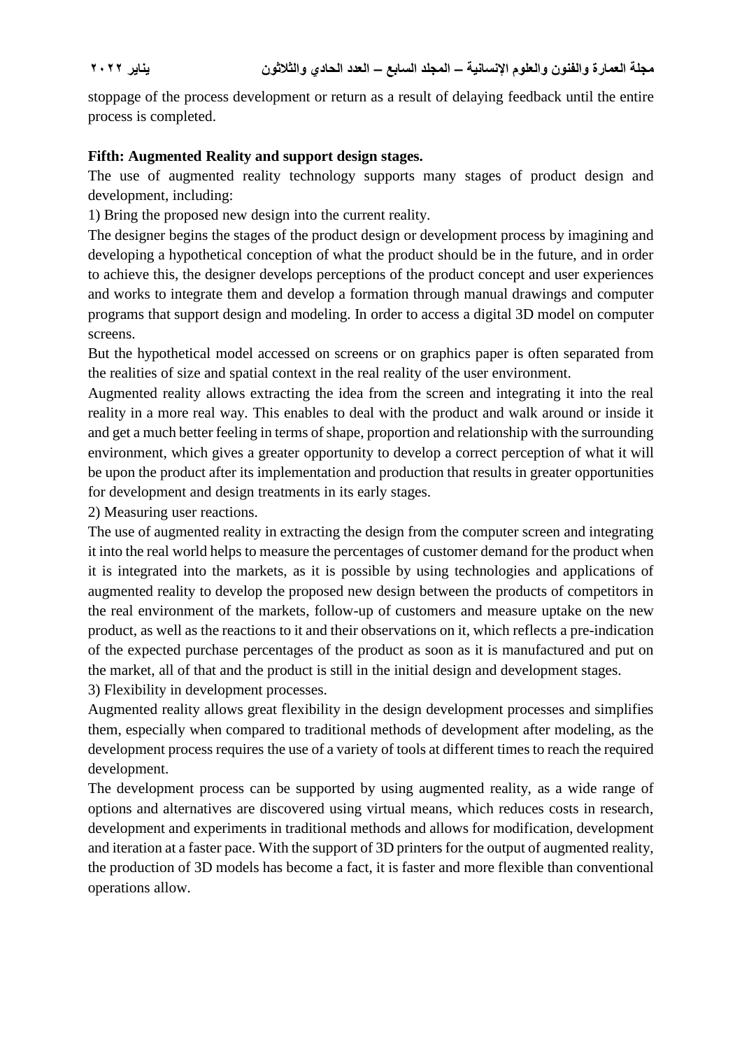stoppage of the process development or return as a result of delaying feedback until the entire process is completed.

**Fifth: Augmented Reality and support design stages.**

The use of augmented reality technology supports many stages of product design and development, including:

1) Bring the proposed new design into the current reality.

The designer begins the stages of the product design or development process by imagining and developing a hypothetical conception of what the product should be in the future, and in order to achieve this, the designer develops perceptions of the product concept and user experiences and works to integrate them and develop a formation through manual drawings and computer programs that support design and modeling. In order to access a digital 3D model on computer screens.

But the hypothetical model accessed on screens or on graphics paper is often separated from the realities of size and spatial context in the real reality of the user environment.

Augmented reality allows extracting the idea from the screen and integrating it into the real reality in a more real way. This enables to deal with the product and walk around or inside it and get a much better feeling in terms of shape, proportion and relationship with the surrounding environment, which gives a greater opportunity to develop a correct perception of what it will be upon the product after its implementation and production that results in greater opportunities for development and design treatments in its early stages.

2) Measuring user reactions.

The use of augmented reality in extracting the design from the computer screen and integrating it into the real world helps to measure the percentages of customer demand for the product when it is integrated into the markets, as it is possible by using technologies and applications of augmented reality to develop the proposed new design between the products of competitors in the real environment of the markets, follow-up of customers and measure uptake on the new product, as well as the reactions to it and their observations on it, which reflects a pre-indication of the expected purchase percentages of the product as soon as it is manufactured and put on the market, all of that and the product is still in the initial design and development stages.

3) Flexibility in development processes.

Augmented reality allows great flexibility in the design development processes and simplifies them, especially when compared to traditional methods of development after modeling, as the development process requires the use of a variety of tools at different times to reach the required development.

The development process can be supported by using augmented reality, as a wide range of options and alternatives are discovered using virtual means, which reduces costs in research, development and experiments in traditional methods and allows for modification, development and iteration at a faster pace. With the support of 3D printers for the output of augmented reality, the production of 3D models has become a fact, it is faster and more flexible than conventional operations allow.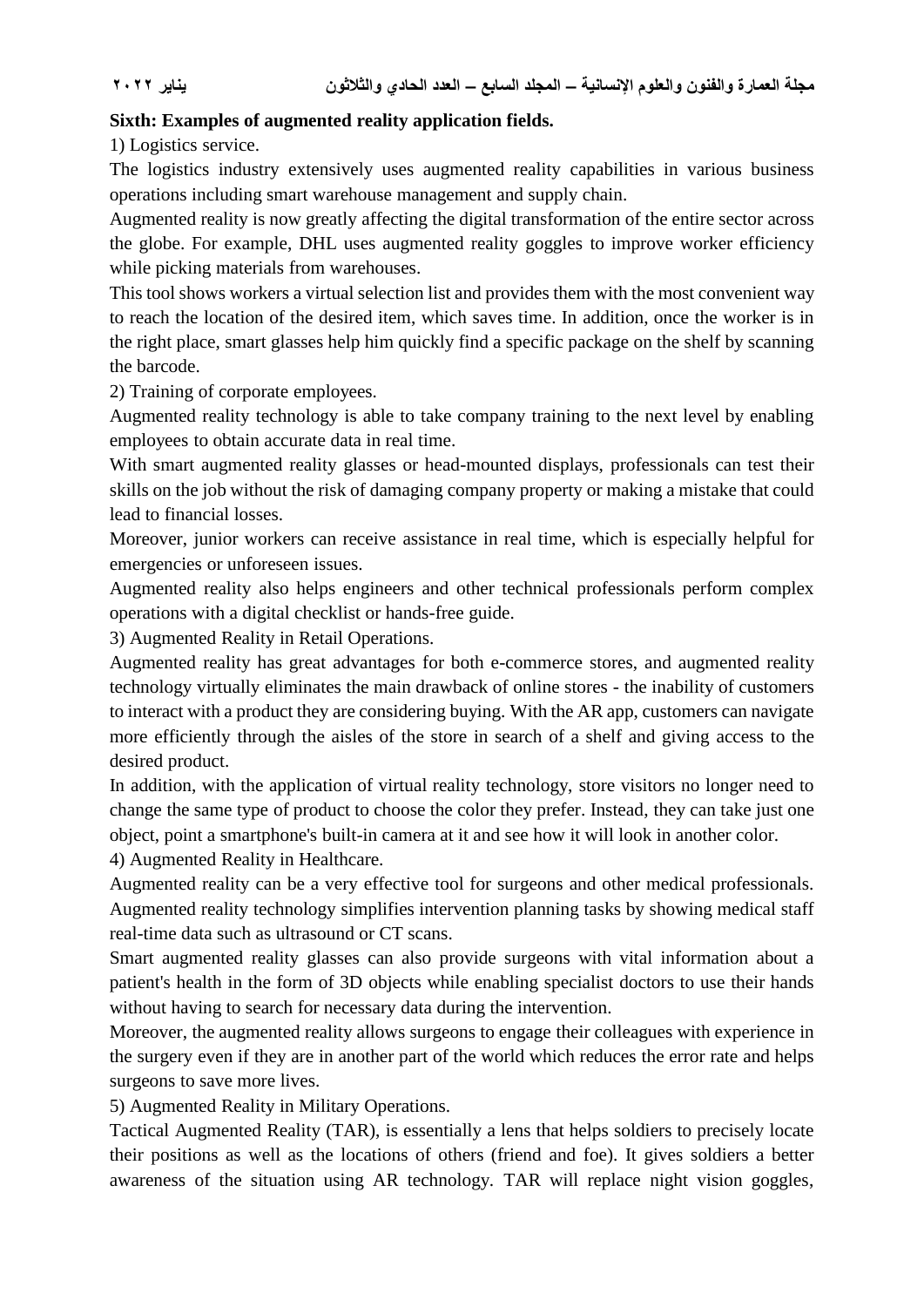**Sixth: Examples of augmented reality application fields.**

1) Logistics service.

The logistics industry extensively uses augmented reality capabilities in various business operations including smart warehouse management and supply chain.

Augmented reality is now greatly affecting the digital transformation of the entire sector across the globe. For example, DHL uses augmented reality goggles to improve worker efficiency while picking materials from warehouses.

This tool shows workers a virtual selection list and provides them with the most convenient way to reach the location of the desired item, which saves time. In addition, once the worker is in the right place, smart glasses help him quickly find a specific package on the shelf by scanning the barcode.

2) Training of corporate employees.

Augmented reality technology is able to take company training to the next level by enabling employees to obtain accurate data in real time.

With smart augmented reality glasses or head-mounted displays, professionals can test their skills on the job without the risk of damaging company property or making a mistake that could lead to financial losses.

Moreover, junior workers can receive assistance in real time, which is especially helpful for emergencies or unforeseen issues.

Augmented reality also helps engineers and other technical professionals perform complex operations with a digital checklist or hands-free guide.

3) Augmented Reality in Retail Operations.

Augmented reality has great advantages for both e-commerce stores, and augmented reality technology virtually eliminates the main drawback of online stores - the inability of customers to interact with a product they are considering buying. With the AR app, customers can navigate more efficiently through the aisles of the store in search of a shelf and giving access to the desired product.

In addition, with the application of virtual reality technology, store visitors no longer need to change the same type of product to choose the color they prefer. Instead, they can take just one object, point a smartphone's built-in camera at it and see how it will look in another color.

4) Augmented Reality in Healthcare.

Augmented reality can be a very effective tool for surgeons and other medical professionals. Augmented reality technology simplifies intervention planning tasks by showing medical staff real-time data such as ultrasound or CT scans.

Smart augmented reality glasses can also provide surgeons with vital information about a patient's health in the form of 3D objects while enabling specialist doctors to use their hands without having to search for necessary data during the intervention.

Moreover, the augmented reality allows surgeons to engage their colleagues with experience in the surgery even if they are in another part of the world which reduces the error rate and helps surgeons to save more lives.

5) Augmented Reality in Military Operations.

Tactical Augmented Reality (TAR), is essentially a lens that helps soldiers to precisely locate their positions as well as the locations of others (friend and foe). It gives soldiers a better awareness of the situation using AR technology. TAR will replace night vision goggles,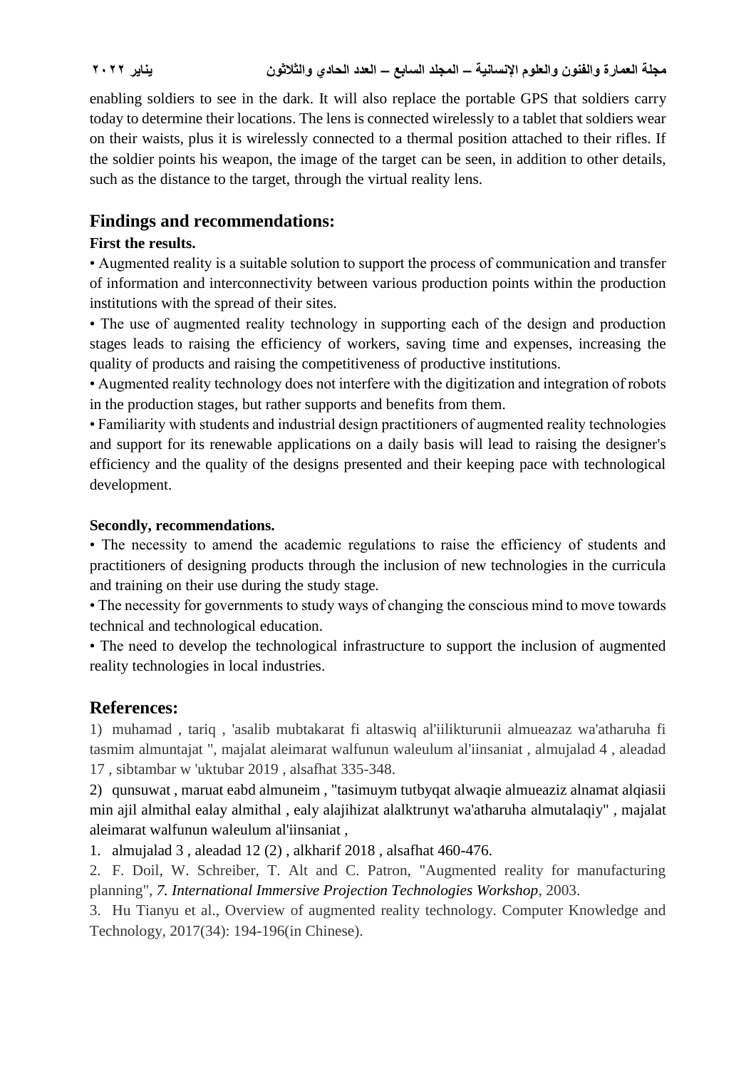enabling soldiers to see in the dark. It will also replace the portable GPS that soldiers carry today to determine their locations. The lens is connected wirelessly to a tablet that soldiers wear on their waists, plus it is wirelessly connected to a thermal position attached to their rifles. If the soldier points his weapon, the image of the target can be seen, in addition to other details, such as the distance to the target, through the virtual reality lens.

## Findings and recommendations:

**First the results.**

- Augmented reality is a suitable solution to support the process of communication and transfer of information and interconnectivity between various production points within the production institutions with the spread of their sites.
- The use of augmented reality technology in supporting each of the design and production stages leads to raising the efficiency of workers, saving time and expenses, increasing the quality of products and raising the competitiveness of productive institutions.
- Augmented reality technology does not interfere with the digitization and integration of robots in the production stages, but rather supports and benefits from them.
- Familiarity with students and industrial design practitioners of augmented reality technologies and support for its renewable applications on a daily basis will lead to raising the designer's efficiency and the quality of the designs presented and their keeping pace with technological development.

**Secondly, recommendations.**

- The necessity to amend the academic regulations to raise the efficiency of students and practitioners of designing products through the inclusion of new technologies in the curricula and training on their use during the study stage.
- The necessity for governments to study ways of changing the conscious mind to move towards technical and technological education.
- The need to develop the technological infrastructure to support the inclusion of augmented reality technologies in local industries.

## References:

1) muhamad , tariq , 'asalib mubtakarat fi altaswiq al'iilikturunii almueazaz wa'atharuha fi tasmim almuntajat ", majalat aleimarat walfunun waleulum al'iinsaniat , almujalad 4 , aleadad 17 , sibtambar w 'uktubar 2019 , alsafhat 335-348.

2) qunsuwat , maruat eabd almuneim , "tasimuym tutbyqat alwaqie almueaziz alnamat alqiasii min ajil almithal ealay almithal , ealy alajihizat alalktrunyt wa'atharuha almutalaqiy" , majalat aleimarat walfunun waleulum al'iinsaniat ,

1. almujalad 3 , aleadad 12 (2) , alkharif 2018 , alsafhat 460-476.
2. F. Doil, W. Schreiber, T. Alt and C. Patron, "Augmented reality for manufacturing planning", *7. International Immersive Projection Technologies Workshop*, 2003.
3. Hu Tianyu et al., Overview of augmented reality technology. Computer Knowledge and Technology, 2017(34): 194-196(in Chinese).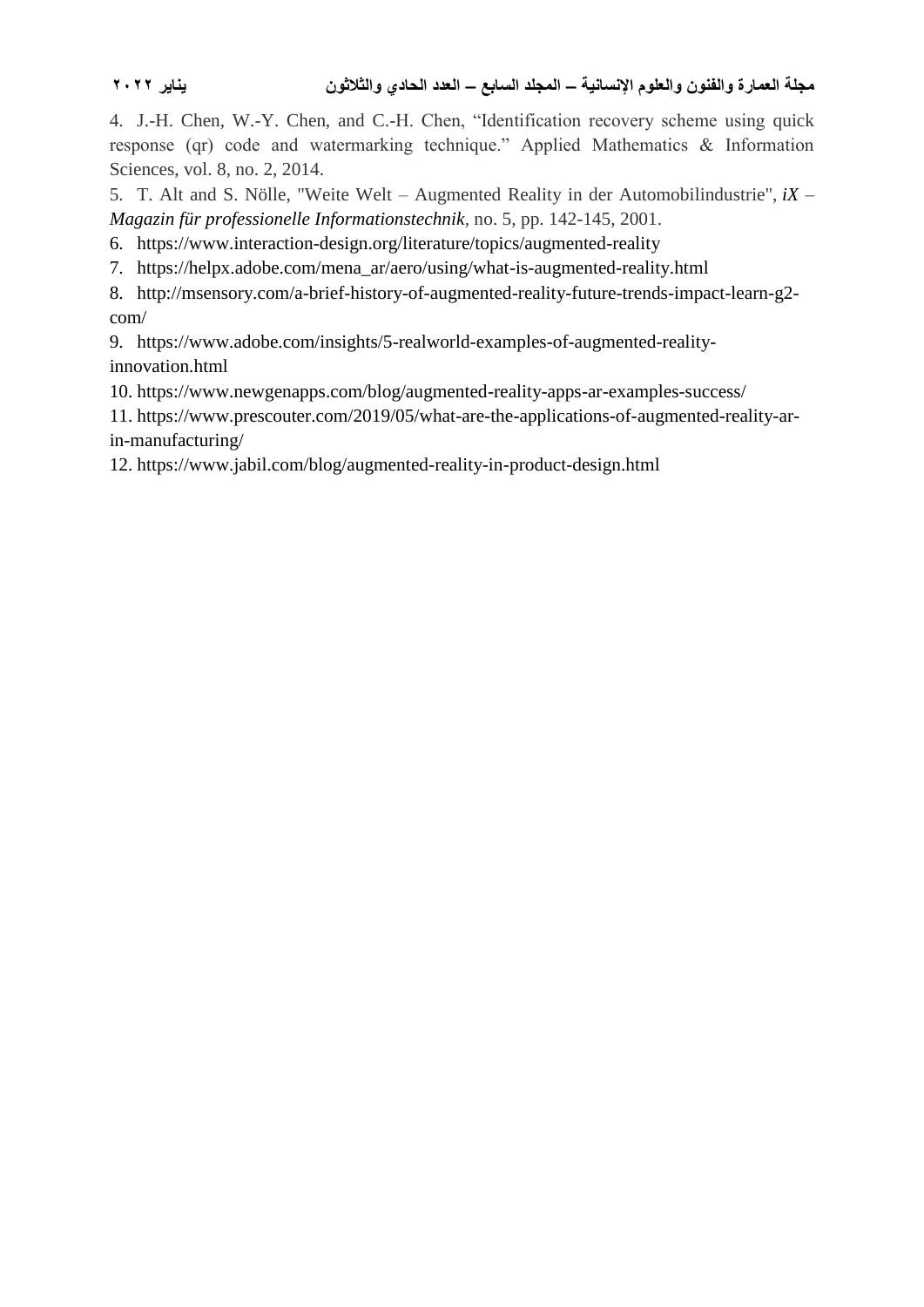4. J.-H. Chen, W.-Y. Chen, and C.-H. Chen, "Identification recovery scheme using quick response (qr) code and watermarking technique." Applied Mathematics & Information Sciences, vol. 8, no. 2, 2014.

5. T. Alt and S. Nölle, "Weite Welt – Augmented Reality in der Automobilindustrie", *iX – Magazin für professionelle Informationstechnik*, no. 5, pp. 142-145, 2001.

6. https://www.interaction-design.org/literature/topics/augmented-reality

7. https://helpx.adobe.com/mena_ar/aero/using/what-is-augmented-reality.html

8. http://msensory.com/a-brief-history-of-augmented-reality-future-trends-impact-learn-g2-com/

9. https://www.adobe.com/insights/5-realworld-examples-of-augmented-reality-innovation.html

10. https://www.newgenapps.com/blog/augmented-reality-apps-ar-examples-success/

11. https://www.prescouter.com/2019/05/what-are-the-applications-of-augmented-reality-ar-in-manufacturing/

12. https://www.jabil.com/blog/augmented-reality-in-product-design.html